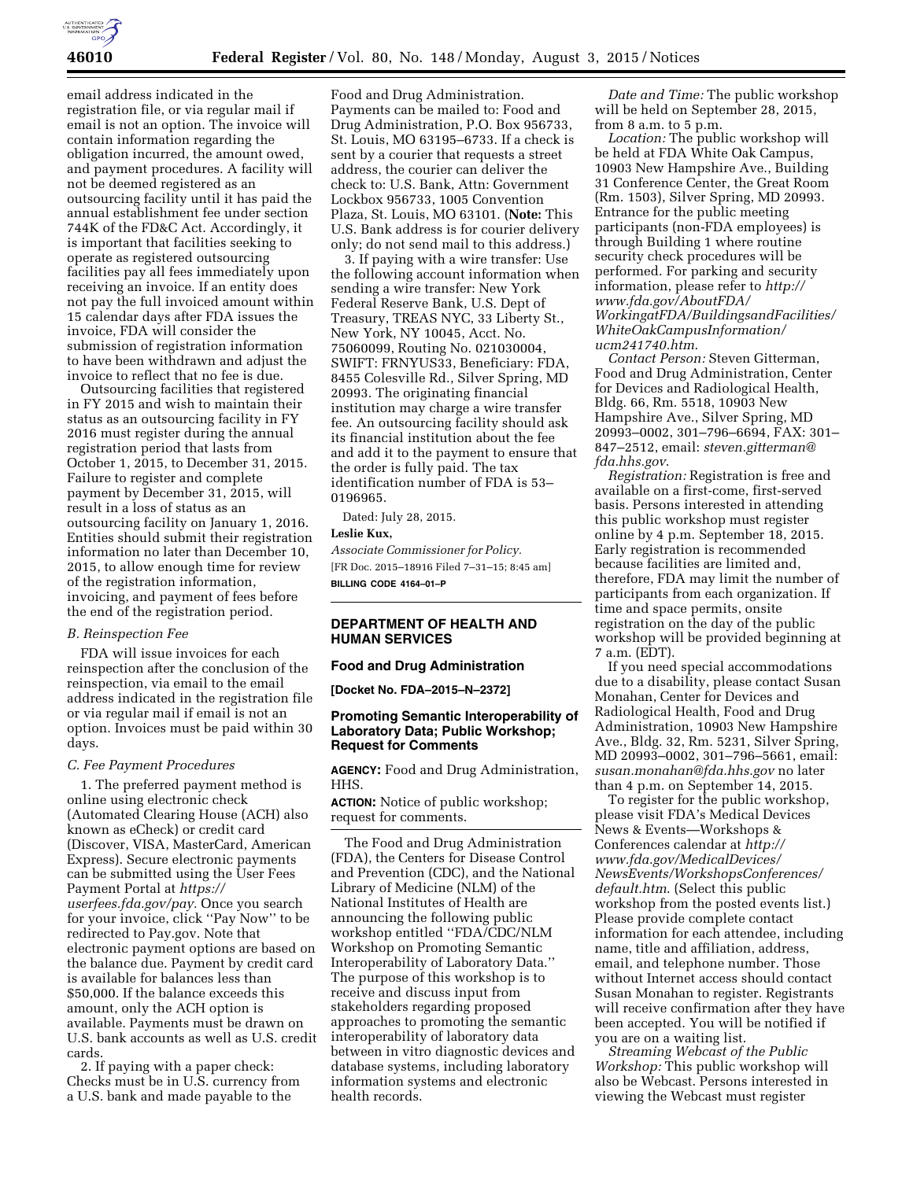email address indicated in the registration file, or via regular mail if email is not an option. The invoice will contain information regarding the obligation incurred, the amount owed, and payment procedures. A facility will not be deemed registered as an outsourcing facility until it has paid the annual establishment fee under section 744K of the FD&C Act. Accordingly, it is important that facilities seeking to operate as registered outsourcing facilities pay all fees immediately upon receiving an invoice. If an entity does not pay the full invoiced amount within 15 calendar days after FDA issues the invoice, FDA will consider the submission of registration information to have been withdrawn and adjust the invoice to reflect that no fee is due.

Outsourcing facilities that registered in FY 2015 and wish to maintain their status as an outsourcing facility in FY 2016 must register during the annual registration period that lasts from October 1, 2015, to December 31, 2015. Failure to register and complete payment by December 31, 2015, will result in a loss of status as an outsourcing facility on January 1, 2016. Entities should submit their registration information no later than December 10, 2015, to allow enough time for review of the registration information, invoicing, and payment of fees before the end of the registration period.

### B. Reinspection Fee

FDA will issue invoices for each reinspection after the conclusion of the reinspection, via email to the email address indicated in the registration file or via regular mail if email is not an option. Invoices must be paid within 30 days.

### C. Fee Payment Procedures

1. The preferred payment method is online using electronic check (Automated Clearing House (ACH) also known as eCheck) or credit card (Discover, VISA, MasterCard, American Express). Secure electronic payments can be submitted using the User Fees Payment Portal at *https://userfees.fda.gov/pay*. Once you search for your invoice, click ''Pay Now'' to be redirected to Pay.gov. Note that electronic payment options are based on the balance due. Payment by credit card is available for balances less than $50,000. If the balance exceeds this amount, only the ACH option is available. Payments must be drawn on U.S. bank accounts as well as U.S. credit cards.

2. If paying with a paper check: Checks must be in U.S. currency from a U.S. bank and made payable to the Food and Drug Administration. Payments can be mailed to: Food and Drug Administration, P.O. Box 956733, St. Louis, MO 63195–6733. If a check is sent by a courier that requests a street address, the courier can deliver the check to: U.S. Bank, Attn: Government Lockbox 956733, 1005 Convention Plaza, St. Louis, MO 63101. (**Note:** This U.S. Bank address is for courier delivery only; do not send mail to this address.)

3. If paying with a wire transfer: Use the following account information when sending a wire transfer: New York Federal Reserve Bank, U.S. Dept of Treasury, TREAS NYC, 33 Liberty St., New York, NY 10045, Acct. No. 75060099, Routing No. 021030004, SWIFT: FRNYUS33, Beneficiary: FDA, 8455 Colesville Rd., Silver Spring, MD 20993. The originating financial institution may charge a wire transfer fee. An outsourcing facility should ask its financial institution about the fee and add it to the payment to ensure that the order is fully paid. The tax identification number of FDA is 53–0196965.

Dated: July 28, 2015.

**Leslie Kux,**

*Associate Commissioner for Policy.*

[FR Doc. 2015–18916 Filed 7–31–15; 8:45 am]

**BILLING CODE 4164–01–P**

---

## DEPARTMENT OF HEALTH AND HUMAN SERVICES

### Food and Drug Administration

**[Docket No. FDA–2015–N–2372]**

### Promoting Semantic Interoperability of Laboratory Data; Public Workshop; Request for Comments

**AGENCY:** Food and Drug Administration, HHS.

**ACTION:** Notice of public workshop; request for comments.

---

The Food and Drug Administration (FDA), the Centers for Disease Control and Prevention (CDC), and the National Library of Medicine (NLM) of the National Institutes of Health are announcing the following public workshop entitled ''FDA/CDC/NLM Workshop on Promoting Semantic Interoperability of Laboratory Data.'' The purpose of this workshop is to receive and discuss input from stakeholders regarding proposed approaches to promoting the semantic interoperability of laboratory data between in vitro diagnostic devices and database systems, including laboratory information systems and electronic health records.

*Date and Time:* The public workshop will be held on September 28, 2015, from 8 a.m. to 5 p.m.

*Location:* The public workshop will be held at FDA White Oak Campus, 10903 New Hampshire Ave., Building 31 Conference Center, the Great Room (Rm. 1503), Silver Spring, MD 20993. Entrance for the public meeting participants (non-FDA employees) is through Building 1 where routine security check procedures will be performed. For parking and security information, please refer to *http://www.fda.gov/AboutFDA/WorkingatFDA/BuildingsandFacilities/WhiteOakCampusInformation/ucm241740.htm*.

*Contact Person:* Steven Gitterman, Food and Drug Administration, Center for Devices and Radiological Health, Bldg. 66, Rm. 5518, 10903 New Hampshire Ave., Silver Spring, MD 20993–0002, 301–796–6694, FAX: 301–847–2512, email: *steven.gitterman@fda.hhs.gov*.

*Registration:* Registration is free and available on a first-come, first-served basis. Persons interested in attending this public workshop must register online by 4 p.m. September 18, 2015. Early registration is recommended because facilities are limited and, therefore, FDA may limit the number of participants from each organization. If time and space permits, onsite registration on the day of the public workshop will be provided beginning at 7 a.m. (EDT).

If you need special accommodations due to a disability, please contact Susan Monahan, Center for Devices and Radiological Health, Food and Drug Administration, 10903 New Hampshire Ave., Bldg. 32, Rm. 5231, Silver Spring, MD 20993–0002, 301–796–5661, email: *susan.monahan@fda.hhs.gov* no later than 4 p.m. on September 14, 2015.

To register for the public workshop, please visit FDA's Medical Devices News & Events—Workshops & Conferences calendar at *http://www.fda.gov/MedicalDevices/NewsEvents/WorkshopsConferences/default.htm*. (Select this public workshop from the posted events list.) Please provide complete contact information for each attendee, including name, title and affiliation, address, email, and telephone number. Those without Internet access should contact Susan Monahan to register. Registrants will receive confirmation after they have been accepted. You will be notified if you are on a waiting list.

*Streaming Webcast of the Public Workshop:* This public workshop will also be Webcast. Persons interested in viewing the Webcast must register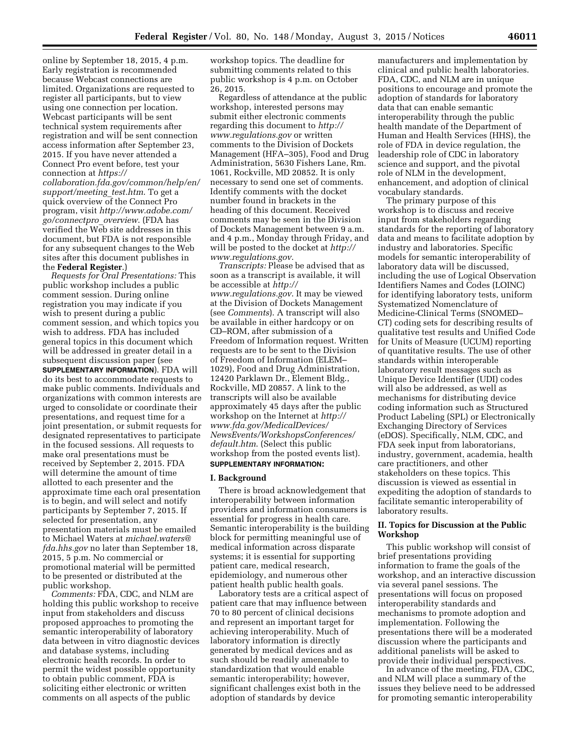online by September 18, 2015, 4 p.m. Early registration is recommended because Webcast connections are limited. Organizations are requested to register all participants, but to view using one connection per location. Webcast participants will be sent technical system requirements after registration and will be sent connection access information after September 23, 2015. If you have never attended a Connect Pro event before, test your connection at *https://collaboration.fda.gov/common/help/en/support/meeting_test.htm*. To get a quick overview of the Connect Pro program, visit *http://www.adobe.com/go/connectpro_overview*. (FDA has verified the Web site addresses in this document, but FDA is not responsible for any subsequent changes to the Web sites after this document publishes in the **Federal Register**.)

*Requests for Oral Presentations:* This public workshop includes a public comment session. During online registration you may indicate if you wish to present during a public comment session, and which topics you wish to address. FDA has included general topics in this document which will be addressed in greater detail in a subsequent discussion paper (see **SUPPLEMENTARY INFORMATION**). FDA will do its best to accommodate requests to make public comments. Individuals and organizations with common interests are urged to consolidate or coordinate their presentations, and request time for a joint presentation, or submit requests for designated representatives to participate in the focused sessions. All requests to make oral presentations must be received by September 2, 2015. FDA will determine the amount of time allotted to each presenter and the approximate time each oral presentation is to begin, and will select and notify participants by September 7, 2015. If selected for presentation, any presentation materials must be emailed to Michael Waters at *michael.waters@fda.hhs.gov* no later than September 18, 2015, 5 p.m. No commercial or promotional material will be permitted to be presented or distributed at the public workshop.

*Comments:* FDA, CDC, and NLM are holding this public workshop to receive input from stakeholders and discuss proposed approaches to promoting the semantic interoperability of laboratory data between in vitro diagnostic devices and database systems, including electronic health records. In order to permit the widest possible opportunity to obtain public comment, FDA is soliciting either electronic or written comments on all aspects of the public workshop topics. The deadline for submitting comments related to this public workshop is 4 p.m. on October 26, 2015.

Regardless of attendance at the public workshop, interested persons may submit either electronic comments regarding this document to *http://www.regulations.gov* or written comments to the Division of Dockets Management (HFA–305), Food and Drug Administration, 5630 Fishers Lane, Rm. 1061, Rockville, MD 20852. It is only necessary to send one set of comments. Identify comments with the docket number found in brackets in the heading of this document. Received comments may be seen in the Division of Dockets Management between 9 a.m. and 4 p.m., Monday through Friday, and will be posted to the docket at *http://www.regulations.gov*.

*Transcripts:* Please be advised that as soon as a transcript is available, it will be accessible at *http://www.regulations.gov*. It may be viewed at the Division of Dockets Management (see *Comments*). A transcript will also be available in either hardcopy or on CD–ROM, after submission of a Freedom of Information request. Written requests are to be sent to the Division of Freedom of Information (ELEM–1029), Food and Drug Administration, 12420 Parklawn Dr., Element Bldg., Rockville, MD 20857. A link to the transcripts will also be available approximately 45 days after the public workshop on the Internet at *http://www.fda.gov/MedicalDevices/NewsEvents/WorkshopsConferences/default.htm*. (Select this public workshop from the posted events list).

**SUPPLEMENTARY INFORMATION:**

## I. Background

There is broad acknowledgement that interoperability between information providers and information consumers is essential for progress in health care. Semantic interoperability is the building block for permitting meaningful use of medical information across disparate systems; it is essential for supporting patient care, medical research, epidemiology, and numerous other patient health public health goals.

Laboratory tests are a critical aspect of patient care that may influence between 70 to 80 percent of clinical decisions and represent an important target for achieving interoperability. Much of laboratory information is directly generated by medical devices and as such should be readily amenable to standardization that would enable semantic interoperability; however, significant challenges exist both in the adoption of standards by device manufacturers and implementation by clinical and public health laboratories. FDA, CDC, and NLM are in unique positions to encourage and promote the adoption of standards for laboratory data that can enable semantic interoperability through the public health mandate of the Department of Human and Health Services (HHS), the role of FDA in device regulation, the leadership role of CDC in laboratory science and support, and the pivotal role of NLM in the development, enhancement, and adoption of clinical vocabulary standards.

The primary purpose of this workshop is to discuss and receive input from stakeholders regarding standards for the reporting of laboratory data and means to facilitate adoption by industry and laboratories. Specific models for semantic interoperability of laboratory data will be discussed, including the use of Logical Observation Identifiers Names and Codes (LOINC) for identifying laboratory tests, uniform Systematized Nomenclature of Medicine-Clinical Terms (SNOMED–CT) coding sets for describing results of qualitative test results and Unified Code for Units of Measure (UCUM) reporting of quantitative results. The use of other standards within interoperable laboratory result messages such as Unique Device Identifier (UDI) codes will also be addressed, as well as mechanisms for distributing device coding information such as Structured Product Labeling (SPL) or Electronically Exchanging Directory of Services (eDOS). Specifically, NLM, CDC, and FDA seek input from laboratorians, industry, government, academia, health care practitioners, and other stakeholders on these topics. This discussion is viewed as essential in expediting the adoption of standards to facilitate semantic interoperability of laboratory results.

## II. Topics for Discussion at the Public Workshop

This public workshop will consist of brief presentations providing information to frame the goals of the workshop, and an interactive discussion via several panel sessions. The presentations will focus on proposed interoperability standards and mechanisms to promote adoption and implementation. Following the presentations there will be a moderated discussion where the participants and additional panelists will be asked to provide their individual perspectives.

In advance of the meeting, FDA, CDC, and NLM will place a summary of the issues they believe need to be addressed for promoting semantic interoperability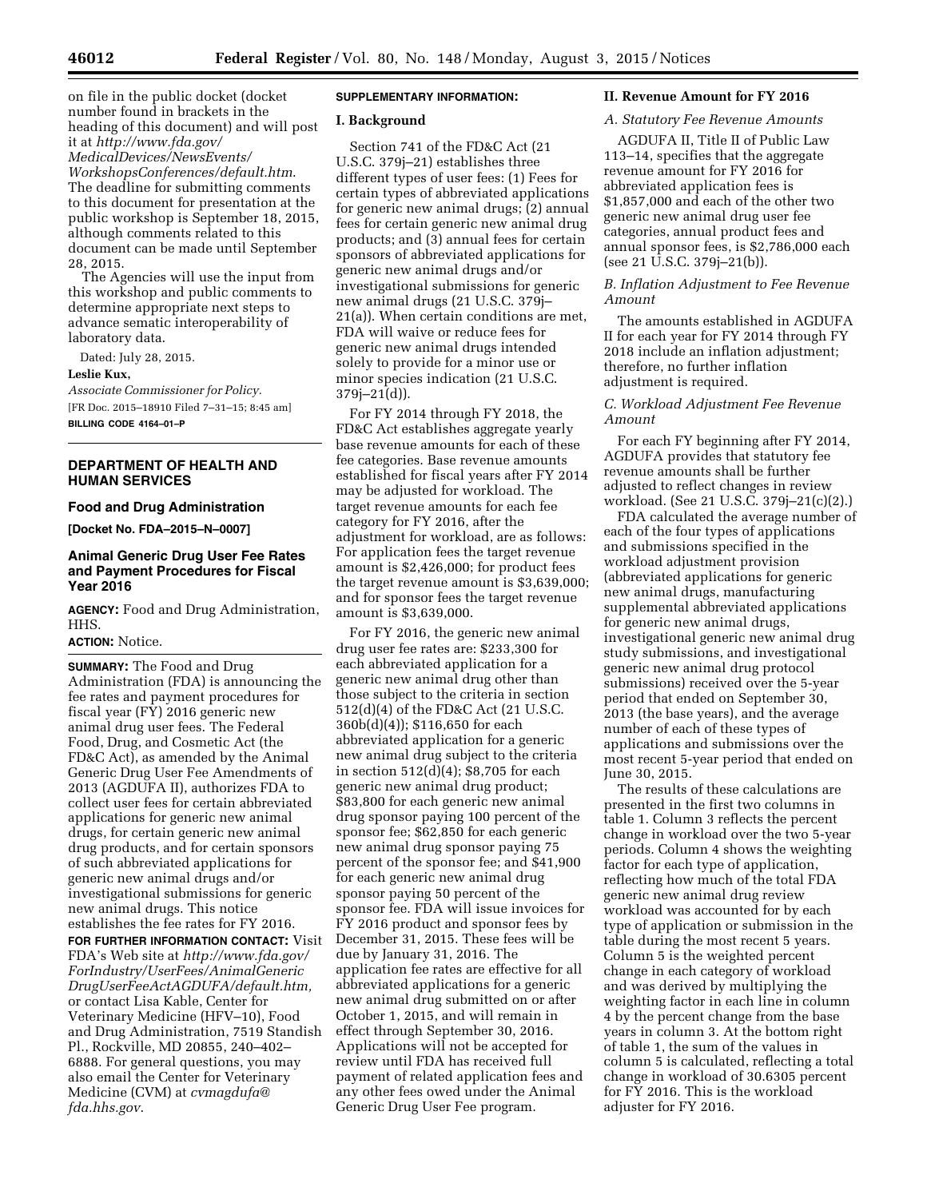on file in the public docket (docket number found in brackets in the heading of this document) and will post it at *http://www.fda.gov/MedicalDevices/NewsEvents/WorkshopsConferences/default.htm*. The deadline for submitting comments to this document for presentation at the public workshop is September 18, 2015, although comments related to this document can be made until September 28, 2015.

The Agencies will use the input from this workshop and public comments to determine appropriate next steps to advance sematic interoperability of laboratory data.

Dated: July 28, 2015.

**Leslie Kux,**

*Associate Commissioner for Policy.*

[FR Doc. 2015–18910 Filed 7–31–15; 8:45 am]

**BILLING CODE 4164–01–P**

---

## DEPARTMENT OF HEALTH AND HUMAN SERVICES

### Food and Drug Administration

**[Docket No. FDA–2015–N–0007]**

## Animal Generic Drug User Fee Rates and Payment Procedures for Fiscal Year 2016

**AGENCY:** Food and Drug Administration, HHS.

**ACTION:** Notice.

**SUMMARY:** The Food and Drug Administration (FDA) is announcing the fee rates and payment procedures for fiscal year (FY) 2016 generic new animal drug user fees. The Federal Food, Drug, and Cosmetic Act (the FD&C Act), as amended by the Animal Generic Drug User Fee Amendments of 2013 (AGDUFA II), authorizes FDA to collect user fees for certain abbreviated applications for generic new animal drugs, for certain generic new animal drug products, and for certain sponsors of such abbreviated applications for generic new animal drugs and/or investigational submissions for generic new animal drugs. This notice establishes the fee rates for FY 2016.

**FOR FURTHER INFORMATION CONTACT:** Visit FDA's Web site at *http://www.fda.gov/ForIndustry/UserFees/AnimalGenericDrugUserFeeActAGDUFA/default.htm,* or contact Lisa Kable, Center for Veterinary Medicine (HFV–10), Food and Drug Administration, 7519 Standish Pl., Rockville, MD 20855, 240–402–6888. For general questions, you may also email the Center for Veterinary Medicine (CVM) at *cvmagdufa@fda.hhs.gov*.

**SUPPLEMENTARY INFORMATION:**

### I. Background

Section 741 of the FD&C Act (21 U.S.C. 379j–21) establishes three different types of user fees: (1) Fees for certain types of abbreviated applications for generic new animal drugs; (2) annual fees for certain generic new animal drug products; and (3) annual fees for certain sponsors of abbreviated applications for generic new animal drugs and/or investigational submissions for generic new animal drugs (21 U.S.C. 379j–21(a)). When certain conditions are met, FDA will waive or reduce fees for generic new animal drugs intended solely to provide for a minor use or minor species indication (21 U.S.C. 379j–21(d)).

For FY 2014 through FY 2018, the FD&C Act establishes aggregate yearly base revenue amounts for each of these fee categories. Base revenue amounts established for fiscal years after FY 2014 may be adjusted for workload. The target revenue amounts for each fee category for FY 2016, after the adjustment for workload, are as follows: For application fees the target revenue amount is $2,426,000; for product fees the target revenue amount is $3,639,000; and for sponsor fees the target revenue amount is $3,639,000.

For FY 2016, the generic new animal drug user fee rates are: $233,300 for each abbreviated application for a generic new animal drug other than those subject to the criteria in section 512(d)(4) of the FD&C Act (21 U.S.C. 360b(d)(4)); $116,650 for each abbreviated application for a generic new animal drug subject to the criteria in section 512(d)(4); $8,705 for each generic new animal drug product; $83,800 for each generic new animal drug sponsor paying 100 percent of the sponsor fee; $62,850 for each generic new animal drug sponsor paying 75 percent of the sponsor fee; and $41,900 for each generic new animal drug sponsor paying 50 percent of the sponsor fee. FDA will issue invoices for FY 2016 product and sponsor fees by December 31, 2015. These fees will be due by January 31, 2016. The application fee rates are effective for all abbreviated applications for a generic new animal drug submitted on or after October 1, 2015, and will remain in effect through September 30, 2016. Applications will not be accepted for review until FDA has received full payment of related application fees and any other fees owed under the Animal Generic Drug User Fee program.

### II. Revenue Amount for FY 2016

#### *A. Statutory Fee Revenue Amounts*

AGDUFA II, Title II of Public Law 113–14, specifies that the aggregate revenue amount for FY 2016 for abbreviated application fees is $1,857,000 and each of the other two generic new animal drug user fee categories, annual product fees and annual sponsor fees, is $2,786,000 each (see 21 U.S.C. 379j–21(b)).

#### *B. Inflation Adjustment to Fee Revenue Amount*

The amounts established in AGDUFA II for each year for FY 2014 through FY 2018 include an inflation adjustment; therefore, no further inflation adjustment is required.

#### *C. Workload Adjustment Fee Revenue Amount*

For each FY beginning after FY 2014, AGDUFA provides that statutory fee revenue amounts shall be further adjusted to reflect changes in review workload. (See 21 U.S.C. 379j–21(c)(2).)

FDA calculated the average number of each of the four types of applications and submissions specified in the workload adjustment provision (abbreviated applications for generic new animal drugs, manufacturing supplemental abbreviated applications for generic new animal drugs, investigational generic new animal drug study submissions, and investigational generic new animal drug protocol submissions) received over the 5-year period that ended on September 30, 2013 (the base years), and the average number of each of these types of applications and submissions over the most recent 5-year period that ended on June 30, 2015.

The results of these calculations are presented in the first two columns in table 1. Column 3 reflects the percent change in workload over the two 5-year periods. Column 4 shows the weighting factor for each type of application, reflecting how much of the total FDA generic new animal drug review workload was accounted for by each type of application or submission in the table during the most recent 5 years. Column 5 is the weighted percent change in each category of workload and was derived by multiplying the weighting factor in each line in column 4 by the percent change from the base years in column 3. At the bottom right of table 1, the sum of the values in column 5 is calculated, reflecting a total change in workload of 30.6305 percent for FY 2016. This is the workload adjuster for FY 2016.